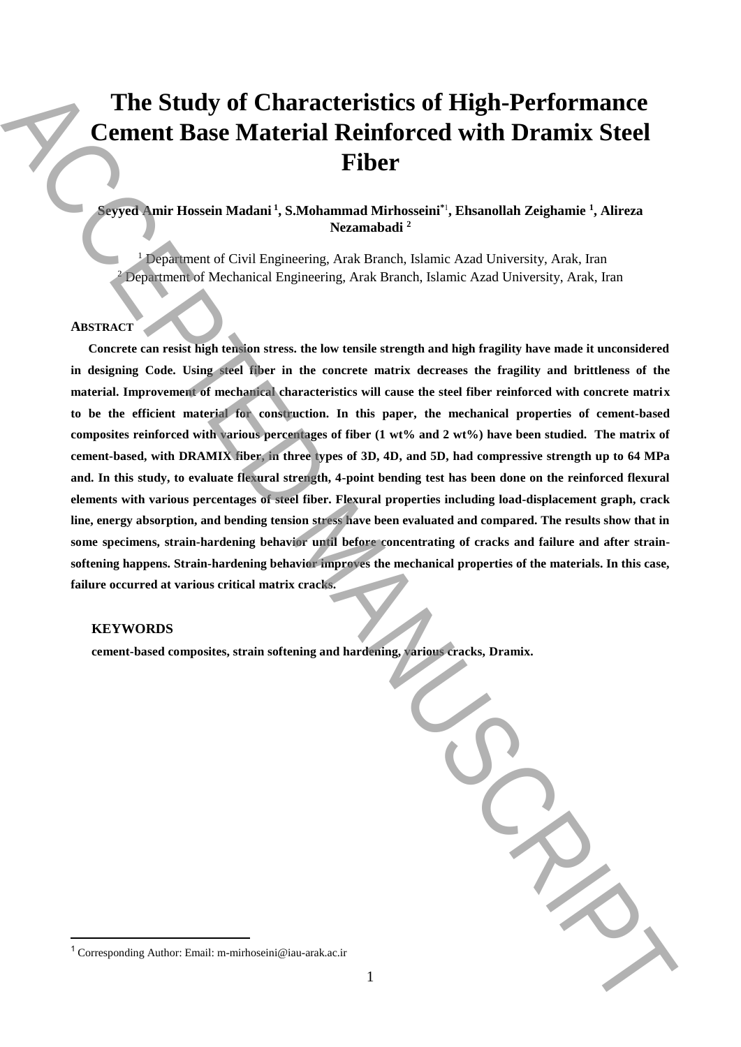# The Study of Characteristics of High-Performance Cement Base Material Reinforced with Dramix Steel Fiber

**Seyyed Amir Hossein Madani [1], S.Mohammad Mirhosseini*[1], Ehsanollah Zeighamie [1], Alireza Nezamabadi [2]**

[1] Department of Civil Engineering, Arak Branch, Islamic Azad University, Arak, Iran
[2] Department of Mechanical Engineering, Arak Branch, Islamic Azad University, Arak, Iran

## ABSTRACT

**Concrete can resist high tension stress. the low tensile strength and high fragility have made it unconsidered in designing Code. Using steel fiber in the concrete matrix decreases the fragility and brittleness of the material. Improvement of mechanical characteristics will cause the steel fiber reinforced with concrete matrix to be the efficient material for construction. In this paper, the mechanical properties of cement-based composites reinforced with various percentages of fiber (1 wt% and 2 wt%) have been studied. The matrix of cement-based, with DRAMIX fiber, in three types of 3D, 4D, and 5D, had compressive strength up to 64 MPa and. In this study, to evaluate flexural strength, 4-point bending test has been done on the reinforced flexural elements with various percentages of steel fiber. Flexural properties including load-displacement graph, crack line, energy absorption, and bending tension stress have been evaluated and compared. The results show that in some specimens, strain-hardening behavior until before concentrating of cracks and failure and after strain-softening happens. Strain-hardening behavior improves the mechanical properties of the materials. In this case, failure occurred at various critical matrix cracks.**

### KEYWORDS

**cement-based composites, strain softening and hardening, various cracks, Dramix.**

---

[1] Corresponding Author: Email: m-mirhoseini@iau-arak.ac.ir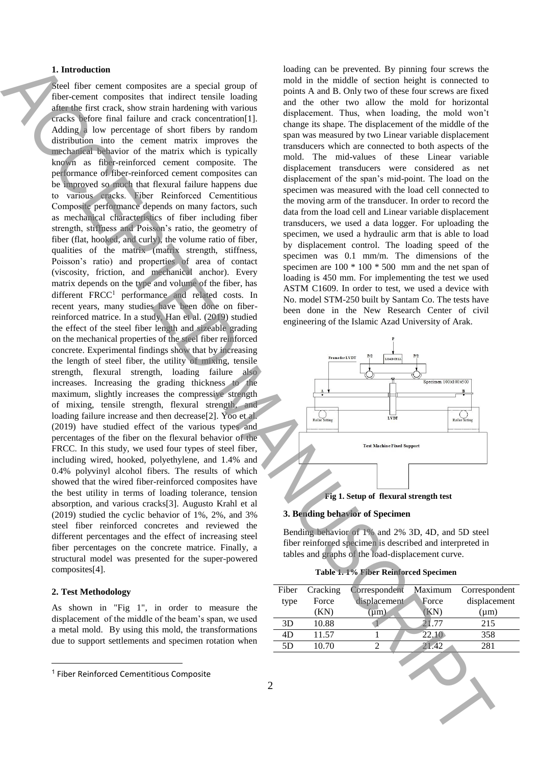## 1. Introduction

Steel fiber cement composites are a special group of fiber-cement composites that indirect tensile loading after the first crack, show strain hardening with various cracks before final failure and crack concentration[1]. Adding a low percentage of short fibers by random distribution into the cement matrix improves the mechanical behavior of the matrix which is typically known as fiber-reinforced cement composite. The performance of fiber-reinforced cement composites can be improved so much that flexural failure happens due to various cracks. Fiber Reinforced Cementitious Composite performance depends on many factors, such as mechanical characteristics of fiber including fiber strength, stiffness and Poisson's ratio, the geometry of fiber (flat, hooked, and curly), the volume ratio of fiber, qualities of the matrix (matrix strength, stiffness, Poisson's ratio) and properties of area of contact (viscosity, friction, and mechanical anchor). Every matrix depends on the type and volume of the fiber, has different FRCC[1] performance and related costs. In recent years, many studies have been done on fiber-reinforced matrice. In a study, Han et al. (2019) studied the effect of the steel fiber length and sizeable grading on the mechanical properties of the steel fiber reinforced concrete. Experimental findings show that by increasing the length of steel fiber, the utility of mixing, tensile strength, flexural strength, loading failure also increases. Increasing the grading thickness to the maximum, slightly increases the compressive strength of mixing, tensile strength, flexural strength, and loading failure increase and then decrease[2]. Yoo et al. (2019) have studied effect of the various types and percentages of the fiber on the flexural behavior of the FRCC. In this study, we used four types of steel fiber, including wired, hooked, polyethylene, and 1.4% and 0.4% polyvinyl alcohol fibers. The results of which showed that the wired fiber-reinforced composites have the best utility in terms of loading tolerance, tension absorption, and various cracks[3]. Augusto Krahl et al (2019) studied the cyclic behavior of 1%, 2%, and 3% steel fiber reinforced concretes and reviewed the different percentages and the effect of increasing steel fiber percentages on the concrete matrice. Finally, a structural model was presented for the super-powered composites[4].

## 2. Test Methodology

As shown in "Fig 1", in order to measure the displacement of the middle of the beam's span, we used a metal mold. By using this mold, the transformations due to support settlements and specimen rotation when loading can be prevented. By pinning four screws the mold in the middle of section height is connected to points A and B. Only two of these four screws are fixed and the other two allow the mold for horizontal displacement. Thus, when loading, the mold won't change its shape. The displacement of the middle of the span was measured by two Linear variable displacement transducers which are connected to both aspects of the mold. The mid-values of these Linear variable displacement transducers were considered as net displacement of the span's mid-point. The load on the specimen was measured with the load cell connected to the moving arm of the transducer. In order to record the data from the load cell and Linear variable displacement transducers, we used a data logger. For uploading the specimen, we used a hydraulic arm that is able to load by displacement control. The loading speed of the specimen was 0.1 mm/m. The dimensions of the specimen are 100 * 100 * 500 mm and the net span of loading is 450 mm. For implementing the test we used ASTM C1609. In order to test, we used a device with No. model STM-250 built by Santam Co. The tests have been done in the New Research Center of civil engineering of the Islamic Azad University of Arak.

**Fig 1. Setup of flexural strength test**

## 3. Bending behavior of Specimen

Bending behavior of 1% and 2% 3D, 4D, and 5D steel fiber reinforced specimen is described and interpreted in tables and graphs of the load-displacement curve.

**Table 1. 1% Fiber Reinforced Specimen**

| Fiber type | Cracking Force (KN) | Correspondent displacement (μm) | Maximum Force (KN) | Correspondent displacement (μm) |
|---|---|---|---|---|
| 3D | 10.88 | 1 | 21.77 | 215 |
| 4D | 11.57 | 1 | 22.10 | 358 |
| 5D | 10.70 | 2 | 21.42 | 281 |

[1] Fiber Reinforced Cementitious Composite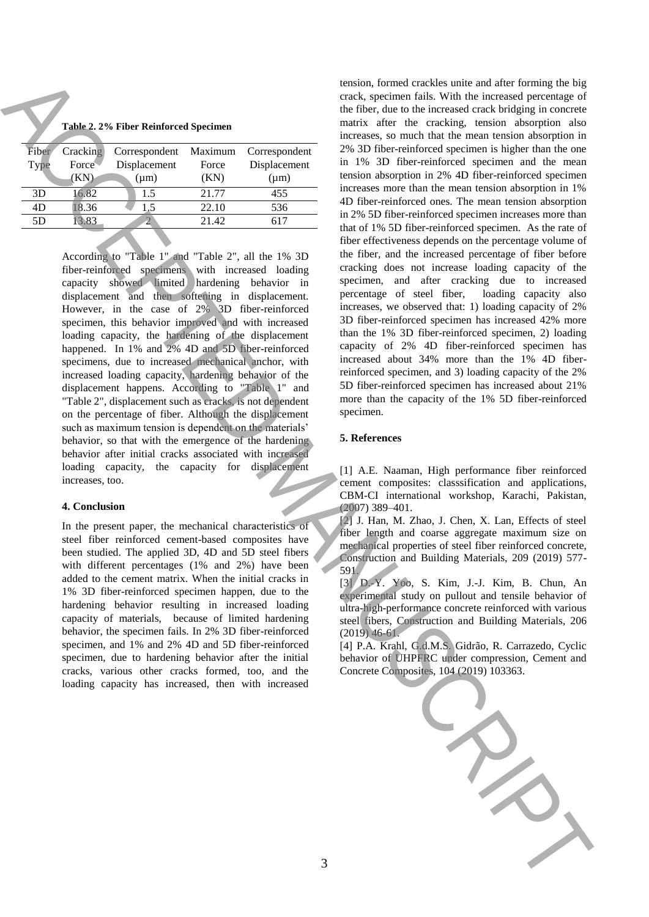**Table 2. 2% Fiber Reinforced Specimen**

| Fiber Type | Cracking Force (KN) | Correspondent Displacement (µm) | Maximum Force (KN) | Correspondent Displacement (µm) |
| --- | --- | --- | --- | --- |
| 3D | 16.82 | 1.5 | 21.77 | 455 |
| 4D | 18.36 | 1.5 | 22.10 | 536 |
| 5D | 13.83 | 2 | 21.42 | 617 |

According to "Table 1" and "Table 2", all the 1% 3D fiber-reinforced specimens with increased loading capacity showed limited hardening behavior in displacement and then softening in displacement. However, in the case of 2% 3D fiber-reinforced specimen, this behavior improved and with increased loading capacity, the hardening of the displacement happened. In 1% and 2% 4D and 5D fiber-reinforced specimens, due to increased mechanical anchor, with increased loading capacity, hardening behavior of the displacement happens. According to "Table 1" and "Table 2", displacement such as cracks, is not dependent on the percentage of fiber. Although the displacement such as maximum tension is dependent on the materials' behavior, so that with the emergence of the hardening behavior after initial cracks associated with increased loading capacity, the capacity for displacement increases, too.

## 4. Conclusion

In the present paper, the mechanical characteristics of steel fiber reinforced cement-based composites have been studied. The applied 3D, 4D and 5D steel fibers with different percentages (1% and 2%) have been added to the cement matrix. When the initial cracks in 1% 3D fiber-reinforced specimen happen, due to the hardening behavior resulting in increased loading capacity of materials, because of limited hardening behavior, the specimen fails. In 2% 3D fiber-reinforced specimen, and 1% and 2% 4D and 5D fiber-reinforced specimen, due to hardening behavior after the initial cracks, various other cracks formed, too, and the loading capacity has increased, then with increased tension, formed crackles unite and after forming the big crack, specimen fails. With the increased percentage of the fiber, due to the increased crack bridging in concrete matrix after the cracking, tension absorption also increases, so much that the mean tension absorption in 2% 3D fiber-reinforced specimen is higher than the one in 1% 3D fiber-reinforced specimen and the mean tension absorption in 2% 4D fiber-reinforced specimen increases more than the mean tension absorption in 1% 4D fiber-reinforced ones. The mean tension absorption in 2% 5D fiber-reinforced specimen increases more than that of 1% 5D fiber-reinforced specimen. As the rate of fiber effectiveness depends on the percentage volume of the fiber, and the increased percentage of fiber before cracking does not increase loading capacity of the specimen, and after cracking due to increased percentage of steel fiber, loading capacity also increases, we observed that: 1) loading capacity of 2% 3D fiber-reinforced specimen has increased 42% more than the 1% 3D fiber-reinforced specimen, 2) loading capacity of 2% 4D fiber-reinforced specimen has increased about 34% more than the 1% 4D fiber-reinforced specimen, and 3) loading capacity of the 2% 5D fiber-reinforced specimen has increased about 21% more than the capacity of the 1% 5D fiber-reinforced specimen.

## 5. References

[1] A.E. Naaman, High performance fiber reinforced cement composites: classsification and applications, CBM-CI international workshop, Karachi, Pakistan, (2007) 389–401.

[2] J. Han, M. Zhao, J. Chen, X. Lan, Effects of steel fiber length and coarse aggregate maximum size on mechanical properties of steel fiber reinforced concrete, Construction and Building Materials, 209 (2019) 577-591.

[3] D.-Y. Yoo, S. Kim, J.-J. Kim, B. Chun, An experimental study on pullout and tensile behavior of ultra-high-performance concrete reinforced with various steel fibers, Construction and Building Materials, 206 (2019) 46-61.

[4] P.A. Krahl, G.d.M.S. Gidrão, R. Carrazedo, Cyclic behavior of UHPFRC under compression, Cement and Concrete Composites, 104 (2019) 103363.